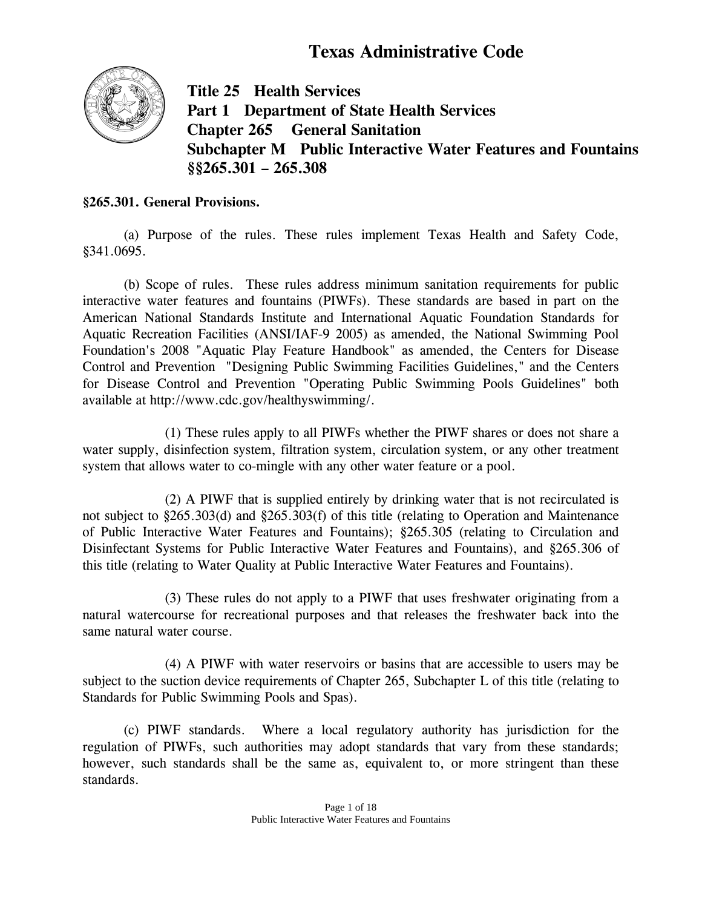# Texas Administrative Code

## Title 25 Health Services
## Part 1 Department of State Health Services
## Chapter 265 General Sanitation
## Subchapter M Public Interactive Water Features and Fountains
## §§265.301 – 265.308

**§265.301. General Provisions.**

(a) Purpose of the rules. These rules implement Texas Health and Safety Code, §341.0695.

(b) Scope of rules. These rules address minimum sanitation requirements for public interactive water features and fountains (PIWFs). These standards are based in part on the American National Standards Institute and International Aquatic Foundation Standards for Aquatic Recreation Facilities (ANSI/IAF-9 2005) as amended, the National Swimming Pool Foundation's 2008 "Aquatic Play Feature Handbook" as amended, the Centers for Disease Control and Prevention "Designing Public Swimming Facilities Guidelines," and the Centers for Disease Control and Prevention "Operating Public Swimming Pools Guidelines" both available at http://www.cdc.gov/healthyswimming/.

(1) These rules apply to all PIWFs whether the PIWF shares or does not share a water supply, disinfection system, filtration system, circulation system, or any other treatment system that allows water to co-mingle with any other water feature or a pool.

(2) A PIWF that is supplied entirely by drinking water that is not recirculated is not subject to §265.303(d) and §265.303(f) of this title (relating to Operation and Maintenance of Public Interactive Water Features and Fountains); §265.305 (relating to Circulation and Disinfectant Systems for Public Interactive Water Features and Fountains), and §265.306 of this title (relating to Water Quality at Public Interactive Water Features and Fountains).

(3) These rules do not apply to a PIWF that uses freshwater originating from a natural watercourse for recreational purposes and that releases the freshwater back into the same natural water course.

(4) A PIWF with water reservoirs or basins that are accessible to users may be subject to the suction device requirements of Chapter 265, Subchapter L of this title (relating to Standards for Public Swimming Pools and Spas).

(c) PIWF standards. Where a local regulatory authority has jurisdiction for the regulation of PIWFs, such authorities may adopt standards that vary from these standards; however, such standards shall be the same as, equivalent to, or more stringent than these standards.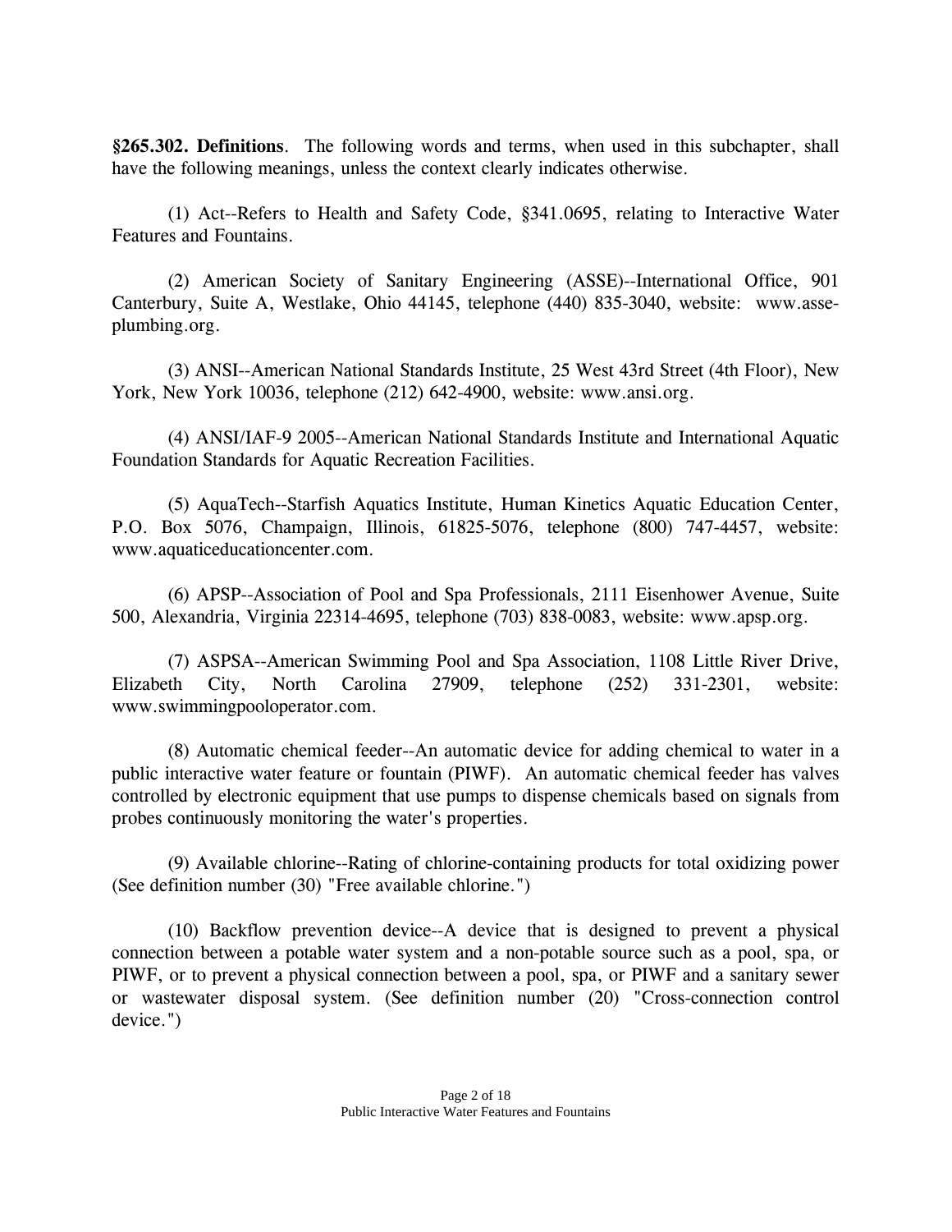**§265.302. Definitions**. The following words and terms, when used in this subchapter, shall have the following meanings, unless the context clearly indicates otherwise.

(1) Act--Refers to Health and Safety Code, §341.0695, relating to Interactive Water Features and Fountains.

(2) American Society of Sanitary Engineering (ASSE)--International Office, 901 Canterbury, Suite A, Westlake, Ohio 44145, telephone (440) 835-3040, website: www.asse-plumbing.org.

(3) ANSI--American National Standards Institute, 25 West 43rd Street (4th Floor), New York, New York 10036, telephone (212) 642-4900, website: www.ansi.org.

(4) ANSI/IAF-9 2005--American National Standards Institute and International Aquatic Foundation Standards for Aquatic Recreation Facilities.

(5) AquaTech--Starfish Aquatics Institute, Human Kinetics Aquatic Education Center, P.O. Box 5076, Champaign, Illinois, 61825-5076, telephone (800) 747-4457, website: www.aquaticeducationcenter.com.

(6) APSP--Association of Pool and Spa Professionals, 2111 Eisenhower Avenue, Suite 500, Alexandria, Virginia 22314-4695, telephone (703) 838-0083, website: www.apsp.org.

(7) ASPSA--American Swimming Pool and Spa Association, 1108 Little River Drive, Elizabeth City, North Carolina 27909, telephone (252) 331-2301, website: www.swimmingpooloperator.com.

(8) Automatic chemical feeder--An automatic device for adding chemical to water in a public interactive water feature or fountain (PIWF). An automatic chemical feeder has valves controlled by electronic equipment that use pumps to dispense chemicals based on signals from probes continuously monitoring the water's properties.

(9) Available chlorine--Rating of chlorine-containing products for total oxidizing power (See definition number (30) "Free available chlorine.")

(10) Backflow prevention device--A device that is designed to prevent a physical connection between a potable water system and a non-potable source such as a pool, spa, or PIWF, or to prevent a physical connection between a pool, spa, or PIWF and a sanitary sewer or wastewater disposal system. (See definition number (20) "Cross-connection control device.")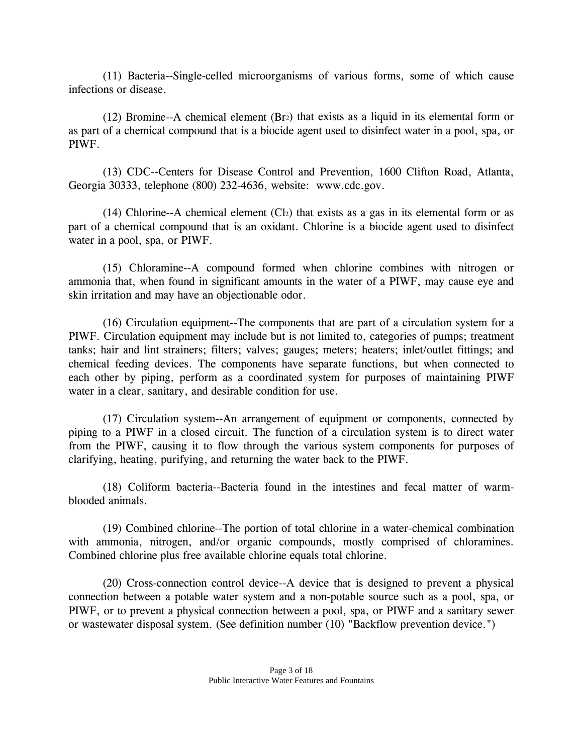(11) Bacteria--Single-celled microorganisms of various forms, some of which cause infections or disease.

(12) Bromine--A chemical element ($Br_2$) that exists as a liquid in its elemental form or as part of a chemical compound that is a biocide agent used to disinfect water in a pool, spa, or PIWF.

(13) CDC--Centers for Disease Control and Prevention, 1600 Clifton Road, Atlanta, Georgia 30333, telephone (800) 232-4636, website: www.cdc.gov.

(14) Chlorine--A chemical element ($Cl_2$) that exists as a gas in its elemental form or as part of a chemical compound that is an oxidant. Chlorine is a biocide agent used to disinfect water in a pool, spa, or PIWF.

(15) Chloramine--A compound formed when chlorine combines with nitrogen or ammonia that, when found in significant amounts in the water of a PIWF, may cause eye and skin irritation and may have an objectionable odor.

(16) Circulation equipment--The components that are part of a circulation system for a PIWF. Circulation equipment may include but is not limited to, categories of pumps; treatment tanks; hair and lint strainers; filters; valves; gauges; meters; heaters; inlet/outlet fittings; and chemical feeding devices. The components have separate functions, but when connected to each other by piping, perform as a coordinated system for purposes of maintaining PIWF water in a clear, sanitary, and desirable condition for use.

(17) Circulation system--An arrangement of equipment or components, connected by piping to a PIWF in a closed circuit. The function of a circulation system is to direct water from the PIWF, causing it to flow through the various system components for purposes of clarifying, heating, purifying, and returning the water back to the PIWF.

(18) Coliform bacteria--Bacteria found in the intestines and fecal matter of warm-blooded animals.

(19) Combined chlorine--The portion of total chlorine in a water-chemical combination with ammonia, nitrogen, and/or organic compounds, mostly comprised of chloramines. Combined chlorine plus free available chlorine equals total chlorine.

(20) Cross-connection control device--A device that is designed to prevent a physical connection between a potable water system and a non-potable source such as a pool, spa, or PIWF, or to prevent a physical connection between a pool, spa, or PIWF and a sanitary sewer or wastewater disposal system. (See definition number (10) "Backflow prevention device.")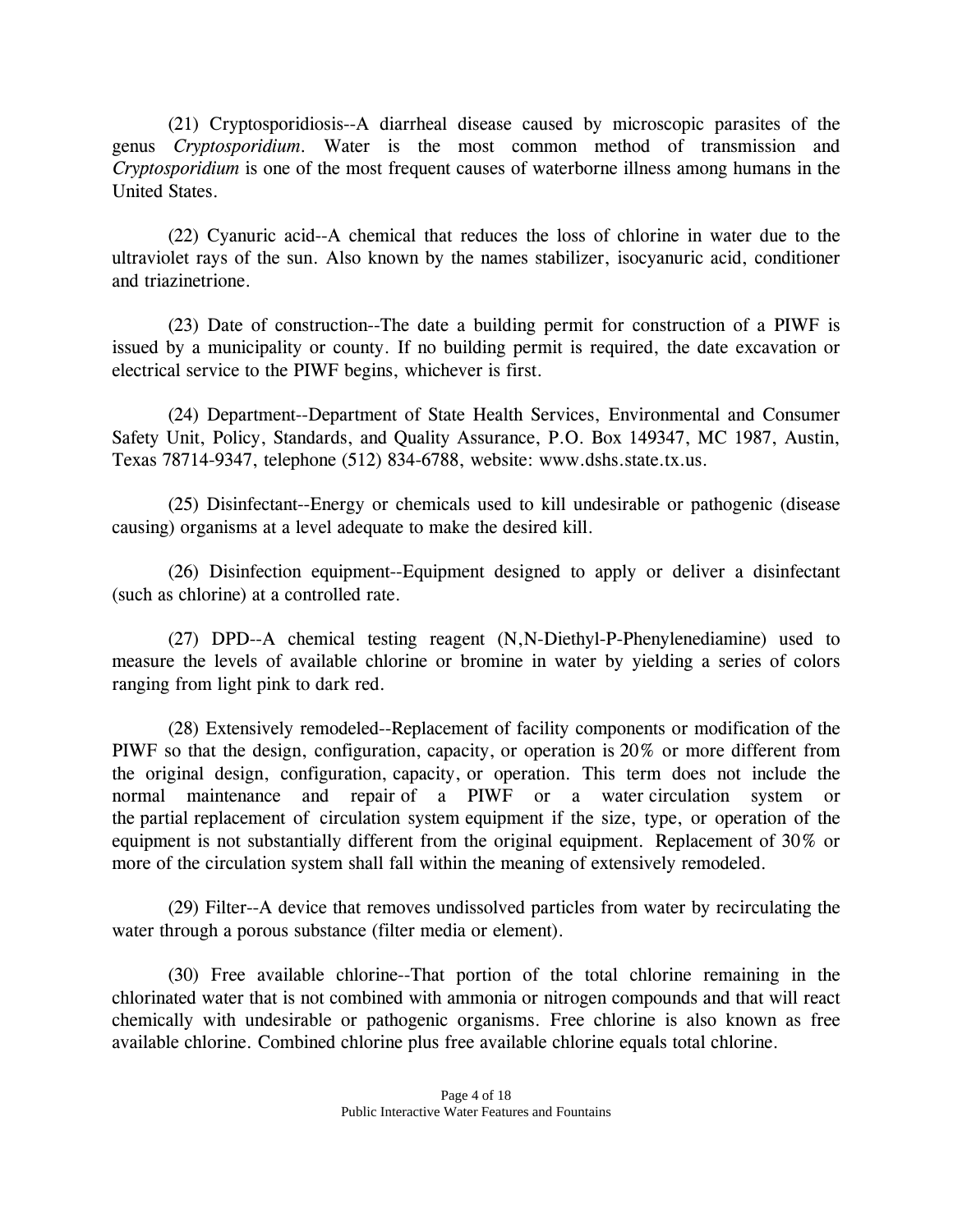(21) Cryptosporidiosis--A diarrheal disease caused by microscopic parasites of the genus *Cryptosporidium*. Water is the most common method of transmission and *Cryptosporidium* is one of the most frequent causes of waterborne illness among humans in the United States.

(22) Cyanuric acid--A chemical that reduces the loss of chlorine in water due to the ultraviolet rays of the sun. Also known by the names stabilizer, isocyanuric acid, conditioner and triazinetrione.

(23) Date of construction--The date a building permit for construction of a PIWF is issued by a municipality or county. If no building permit is required, the date excavation or electrical service to the PIWF begins, whichever is first.

(24) Department--Department of State Health Services, Environmental and Consumer Safety Unit, Policy, Standards, and Quality Assurance, P.O. Box 149347, MC 1987, Austin, Texas 78714-9347, telephone (512) 834-6788, website: www.dshs.state.tx.us.

(25) Disinfectant--Energy or chemicals used to kill undesirable or pathogenic (disease causing) organisms at a level adequate to make the desired kill.

(26) Disinfection equipment--Equipment designed to apply or deliver a disinfectant (such as chlorine) at a controlled rate.

(27) DPD--A chemical testing reagent (N,N-Diethyl-P-Phenylenediamine) used to measure the levels of available chlorine or bromine in water by yielding a series of colors ranging from light pink to dark red.

(28) Extensively remodeled--Replacement of facility components or modification of the PIWF so that the design, configuration, capacity, or operation is 20% or more different from the original design, configuration, capacity, or operation. This term does not include the normal maintenance and repair of a PIWF or a water circulation system or the partial replacement of circulation system equipment if the size, type, or operation of the equipment is not substantially different from the original equipment. Replacement of 30% or more of the circulation system shall fall within the meaning of extensively remodeled.

(29) Filter--A device that removes undissolved particles from water by recirculating the water through a porous substance (filter media or element).

(30) Free available chlorine--That portion of the total chlorine remaining in the chlorinated water that is not combined with ammonia or nitrogen compounds and that will react chemically with undesirable or pathogenic organisms. Free chlorine is also known as free available chlorine. Combined chlorine plus free available chlorine equals total chlorine.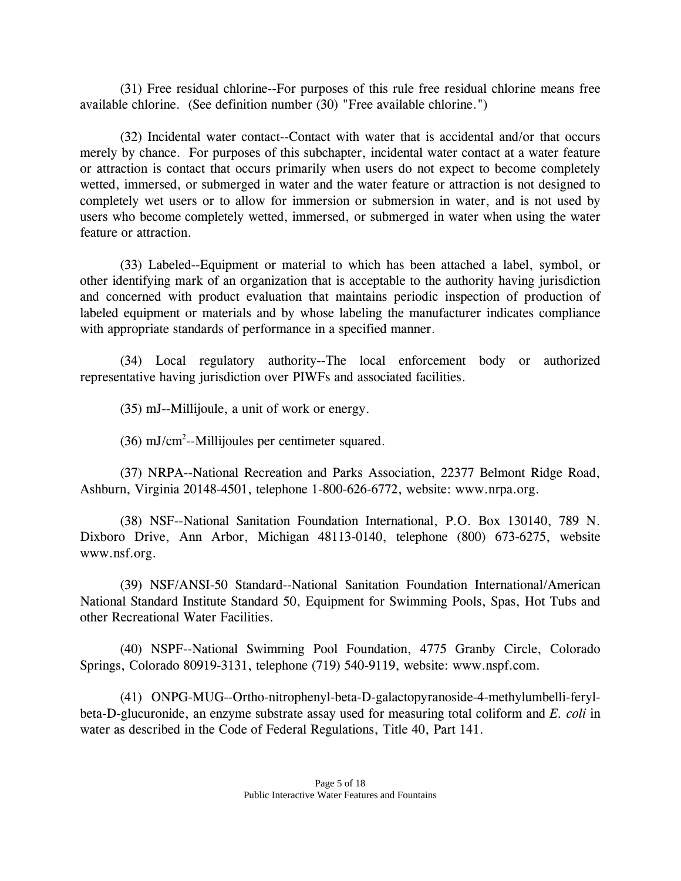(31) Free residual chlorine--For purposes of this rule free residual chlorine means free available chlorine. (See definition number (30) "Free available chlorine.")

(32) Incidental water contact--Contact with water that is accidental and/or that occurs merely by chance. For purposes of this subchapter, incidental water contact at a water feature or attraction is contact that occurs primarily when users do not expect to become completely wetted, immersed, or submerged in water and the water feature or attraction is not designed to completely wet users or to allow for immersion or submersion in water, and is not used by users who become completely wetted, immersed, or submerged in water when using the water feature or attraction.

(33) Labeled--Equipment or material to which has been attached a label, symbol, or other identifying mark of an organization that is acceptable to the authority having jurisdiction and concerned with product evaluation that maintains periodic inspection of production of labeled equipment or materials and by whose labeling the manufacturer indicates compliance with appropriate standards of performance in a specified manner.

(34) Local regulatory authority--The local enforcement body or authorized representative having jurisdiction over PIWFs and associated facilities.

(35) mJ--Millijoule, a unit of work or energy.

(36) $mJ/cm^2$--Millijoules per centimeter squared.

(37) NRPA--National Recreation and Parks Association, 22377 Belmont Ridge Road, Ashburn, Virginia 20148-4501, telephone 1-800-626-6772, website: www.nrpa.org.

(38) NSF--National Sanitation Foundation International, P.O. Box 130140, 789 N. Dixboro Drive, Ann Arbor, Michigan 48113-0140, telephone (800) 673-6275, website www.nsf.org.

(39) NSF/ANSI-50 Standard--National Sanitation Foundation International/American National Standard Institute Standard 50, Equipment for Swimming Pools, Spas, Hot Tubs and other Recreational Water Facilities.

(40) NSPF--National Swimming Pool Foundation, 4775 Granby Circle, Colorado Springs, Colorado 80919-3131, telephone (719) 540-9119, website: www.nspf.com.

(41) ONPG-MUG--Ortho-nitrophenyl-beta-D-galactopyranoside-4-methylumbelli-feryl-beta-D-glucuronide, an enzyme substrate assay used for measuring total coliform and *E. coli* in water as described in the Code of Federal Regulations, Title 40, Part 141.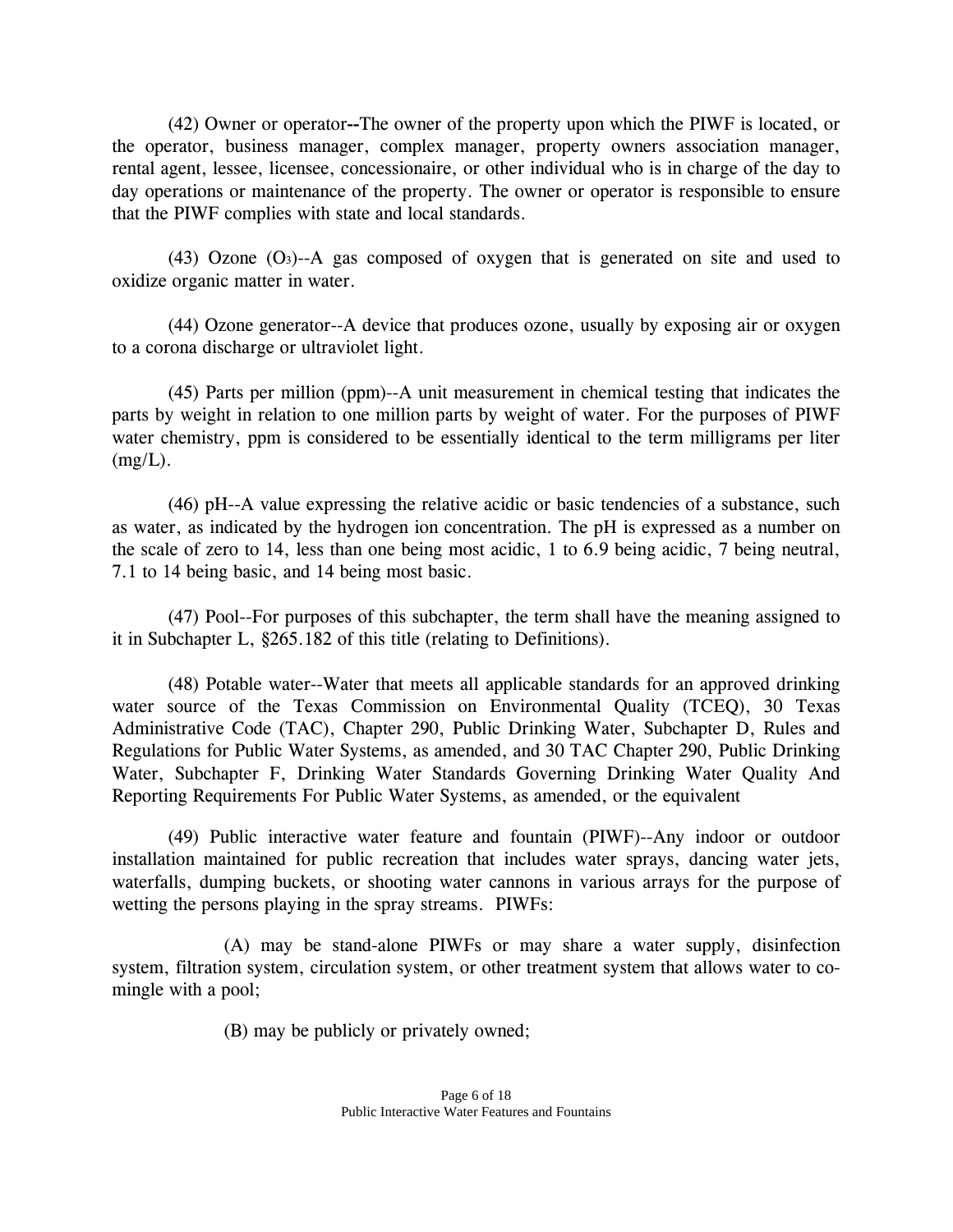(42) Owner or operator--The owner of the property upon which the PIWF is located, or the operator, business manager, complex manager, property owners association manager, rental agent, lessee, licensee, concessionaire, or other individual who is in charge of the day to day operations or maintenance of the property. The owner or operator is responsible to ensure that the PIWF complies with state and local standards.

(43) Ozone ($O_3$)--A gas composed of oxygen that is generated on site and used to oxidize organic matter in water.

(44) Ozone generator--A device that produces ozone, usually by exposing air or oxygen to a corona discharge or ultraviolet light.

(45) Parts per million (ppm)--A unit measurement in chemical testing that indicates the parts by weight in relation to one million parts by weight of water. For the purposes of PIWF water chemistry, ppm is considered to be essentially identical to the term milligrams per liter (mg/L).

(46) pH--A value expressing the relative acidic or basic tendencies of a substance, such as water, as indicated by the hydrogen ion concentration. The pH is expressed as a number on the scale of zero to 14, less than one being most acidic, 1 to 6.9 being acidic, 7 being neutral, 7.1 to 14 being basic, and 14 being most basic.

(47) Pool--For purposes of this subchapter, the term shall have the meaning assigned to it in Subchapter L, §265.182 of this title (relating to Definitions).

(48) Potable water--Water that meets all applicable standards for an approved drinking water source of the Texas Commission on Environmental Quality (TCEQ), 30 Texas Administrative Code (TAC), Chapter 290, Public Drinking Water, Subchapter D, Rules and Regulations for Public Water Systems, as amended, and 30 TAC Chapter 290, Public Drinking Water, Subchapter F, Drinking Water Standards Governing Drinking Water Quality And Reporting Requirements For Public Water Systems, as amended, or the equivalent

(49) Public interactive water feature and fountain (PIWF)--Any indoor or outdoor installation maintained for public recreation that includes water sprays, dancing water jets, waterfalls, dumping buckets, or shooting water cannons in various arrays for the purpose of wetting the persons playing in the spray streams. PIWFs:

(A) may be stand-alone PIWFs or may share a water supply, disinfection system, filtration system, circulation system, or other treatment system that allows water to co-mingle with a pool;

(B) may be publicly or privately owned;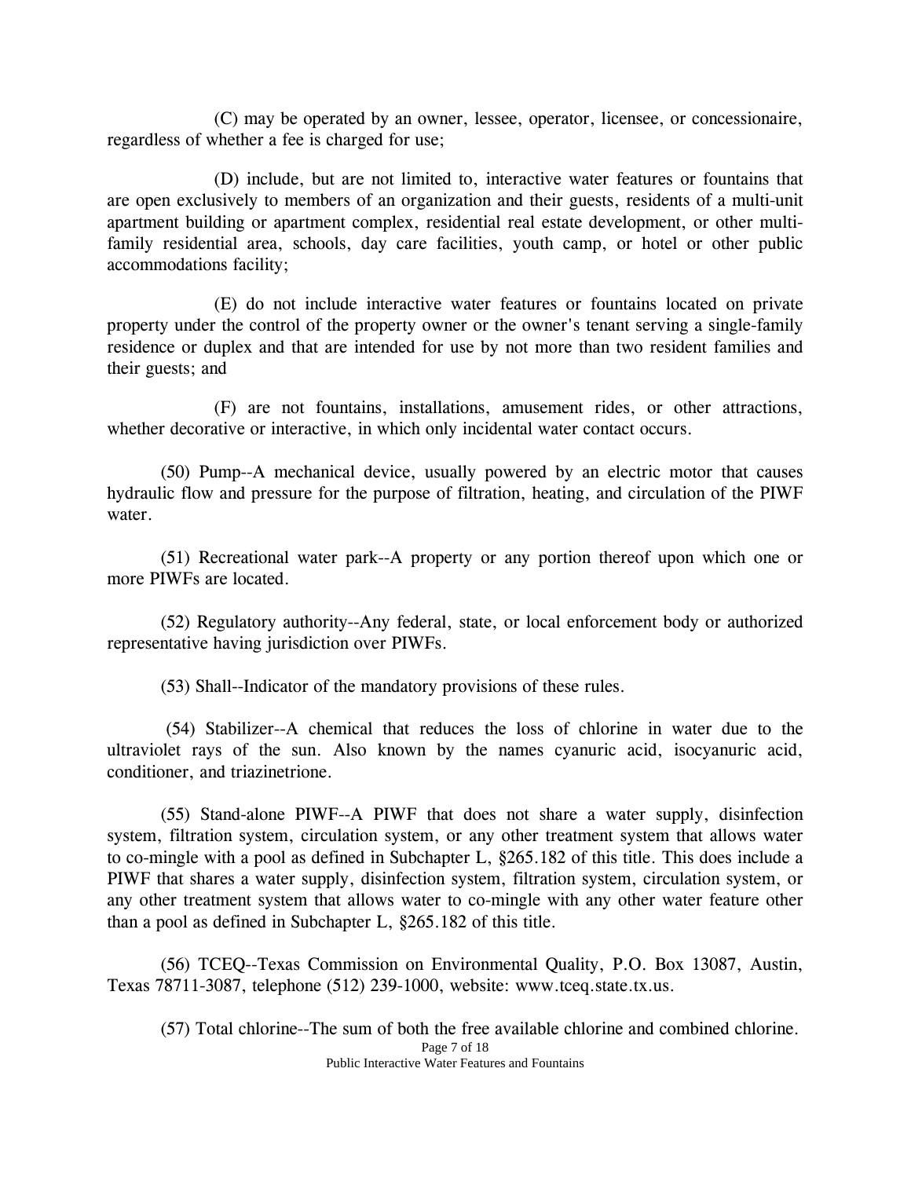(C) may be operated by an owner, lessee, operator, licensee, or concessionaire, regardless of whether a fee is charged for use;

(D) include, but are not limited to, interactive water features or fountains that are open exclusively to members of an organization and their guests, residents of a multi-unit apartment building or apartment complex, residential real estate development, or other multi-family residential area, schools, day care facilities, youth camp, or hotel or other public accommodations facility;

(E) do not include interactive water features or fountains located on private property under the control of the property owner or the owner's tenant serving a single-family residence or duplex and that are intended for use by not more than two resident families and their guests; and

(F) are not fountains, installations, amusement rides, or other attractions, whether decorative or interactive, in which only incidental water contact occurs.

(50) Pump--A mechanical device, usually powered by an electric motor that causes hydraulic flow and pressure for the purpose of filtration, heating, and circulation of the PIWF water.

(51) Recreational water park--A property or any portion thereof upon which one or more PIWFs are located.

(52) Regulatory authority--Any federal, state, or local enforcement body or authorized representative having jurisdiction over PIWFs.

(53) Shall--Indicator of the mandatory provisions of these rules.

(54) Stabilizer--A chemical that reduces the loss of chlorine in water due to the ultraviolet rays of the sun. Also known by the names cyanuric acid, isocyanuric acid, conditioner, and triazinetrione.

(55) Stand-alone PIWF--A PIWF that does not share a water supply, disinfection system, filtration system, circulation system, or any other treatment system that allows water to co-mingle with a pool as defined in Subchapter L, §265.182 of this title. This does include a PIWF that shares a water supply, disinfection system, filtration system, circulation system, or any other treatment system that allows water to co-mingle with any other water feature other than a pool as defined in Subchapter L, §265.182 of this title.

(56) TCEQ--Texas Commission on Environmental Quality, P.O. Box 13087, Austin, Texas 78711-3087, telephone (512) 239-1000, website: www.tceq.state.tx.us.

(57) Total chlorine--The sum of both the free available chlorine and combined chlorine.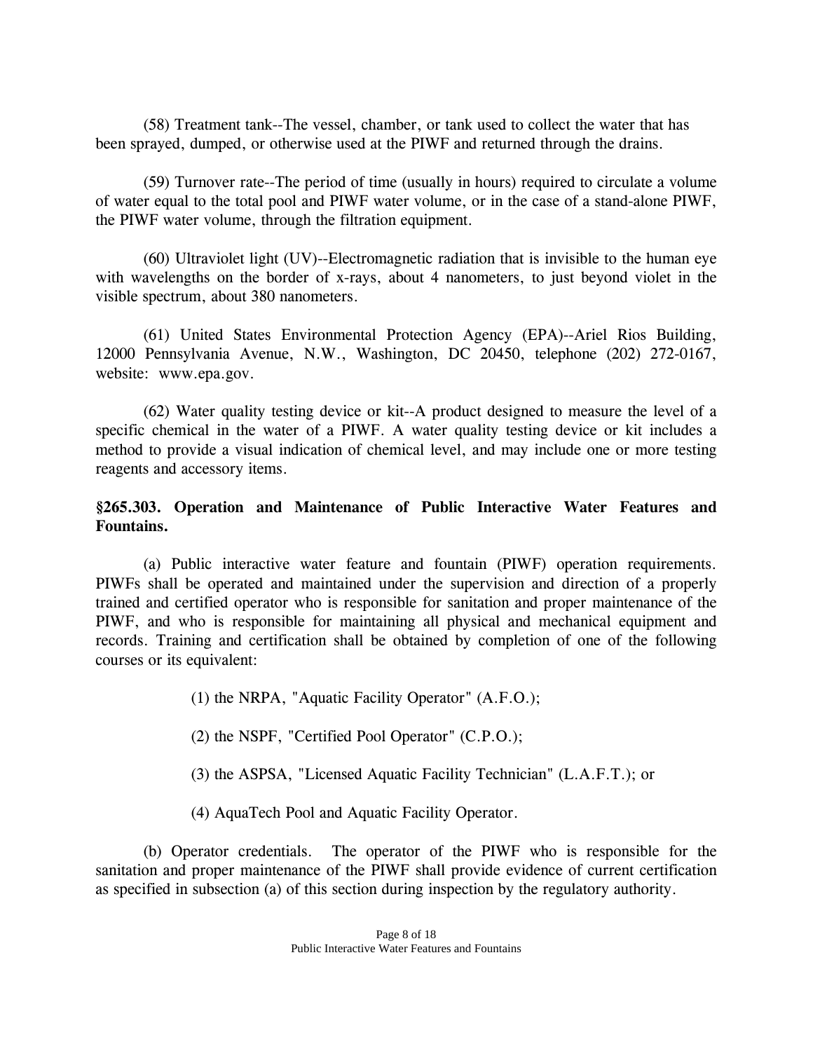(58) Treatment tank--The vessel, chamber, or tank used to collect the water that has been sprayed, dumped, or otherwise used at the PIWF and returned through the drains.

(59) Turnover rate--The period of time (usually in hours) required to circulate a volume of water equal to the total pool and PIWF water volume, or in the case of a stand-alone PIWF, the PIWF water volume, through the filtration equipment.

(60) Ultraviolet light (UV)--Electromagnetic radiation that is invisible to the human eye with wavelengths on the border of x-rays, about 4 nanometers, to just beyond violet in the visible spectrum, about 380 nanometers.

(61) United States Environmental Protection Agency (EPA)--Ariel Rios Building, 12000 Pennsylvania Avenue, N.W., Washington, DC 20450, telephone (202) 272-0167, website: www.epa.gov.

(62) Water quality testing device or kit--A product designed to measure the level of a specific chemical in the water of a PIWF. A water quality testing device or kit includes a method to provide a visual indication of chemical level, and may include one or more testing reagents and accessory items.

**§265.303. Operation and Maintenance of Public Interactive Water Features and Fountains.**

(a) Public interactive water feature and fountain (PIWF) operation requirements. PIWFs shall be operated and maintained under the supervision and direction of a properly trained and certified operator who is responsible for sanitation and proper maintenance of the PIWF, and who is responsible for maintaining all physical and mechanical equipment and records. Training and certification shall be obtained by completion of one of the following courses or its equivalent:

(1) the NRPA, "Aquatic Facility Operator" (A.F.O.);

(2) the NSPF, "Certified Pool Operator" (C.P.O.);

(3) the ASPSA, "Licensed Aquatic Facility Technician" (L.A.F.T.); or

(4) AquaTech Pool and Aquatic Facility Operator.

(b) Operator credentials. The operator of the PIWF who is responsible for the sanitation and proper maintenance of the PIWF shall provide evidence of current certification as specified in subsection (a) of this section during inspection by the regulatory authority.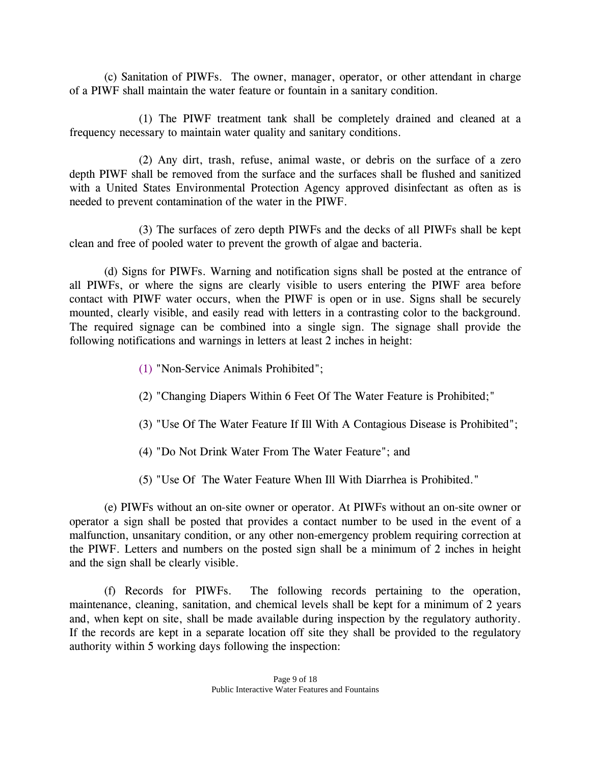(c) Sanitation of PIWFs. The owner, manager, operator, or other attendant in charge of a PIWF shall maintain the water feature or fountain in a sanitary condition.

(1) The PIWF treatment tank shall be completely drained and cleaned at a frequency necessary to maintain water quality and sanitary conditions.

(2) Any dirt, trash, refuse, animal waste, or debris on the surface of a zero depth PIWF shall be removed from the surface and the surfaces shall be flushed and sanitized with a United States Environmental Protection Agency approved disinfectant as often as is needed to prevent contamination of the water in the PIWF.

(3) The surfaces of zero depth PIWFs and the decks of all PIWFs shall be kept clean and free of pooled water to prevent the growth of algae and bacteria.

(d) Signs for PIWFs. Warning and notification signs shall be posted at the entrance of all PIWFs, or where the signs are clearly visible to users entering the PIWF area before contact with PIWF water occurs, when the PIWF is open or in use. Signs shall be securely mounted, clearly visible, and easily read with letters in a contrasting color to the background. The required signage can be combined into a single sign. The signage shall provide the following notifications and warnings in letters at least 2 inches in height:

(1) "Non-Service Animals Prohibited";

(2) "Changing Diapers Within 6 Feet Of The Water Feature is Prohibited;"

(3) "Use Of The Water Feature If Ill With A Contagious Disease is Prohibited";

(4) "Do Not Drink Water From The Water Feature"; and

(5) "Use Of The Water Feature When Ill With Diarrhea is Prohibited."

(e) PIWFs without an on-site owner or operator. At PIWFs without an on-site owner or operator a sign shall be posted that provides a contact number to be used in the event of a malfunction, unsanitary condition, or any other non-emergency problem requiring correction at the PIWF. Letters and numbers on the posted sign shall be a minimum of 2 inches in height and the sign shall be clearly visible.

(f) Records for PIWFs. The following records pertaining to the operation, maintenance, cleaning, sanitation, and chemical levels shall be kept for a minimum of 2 years and, when kept on site, shall be made available during inspection by the regulatory authority. If the records are kept in a separate location off site they shall be provided to the regulatory authority within 5 working days following the inspection: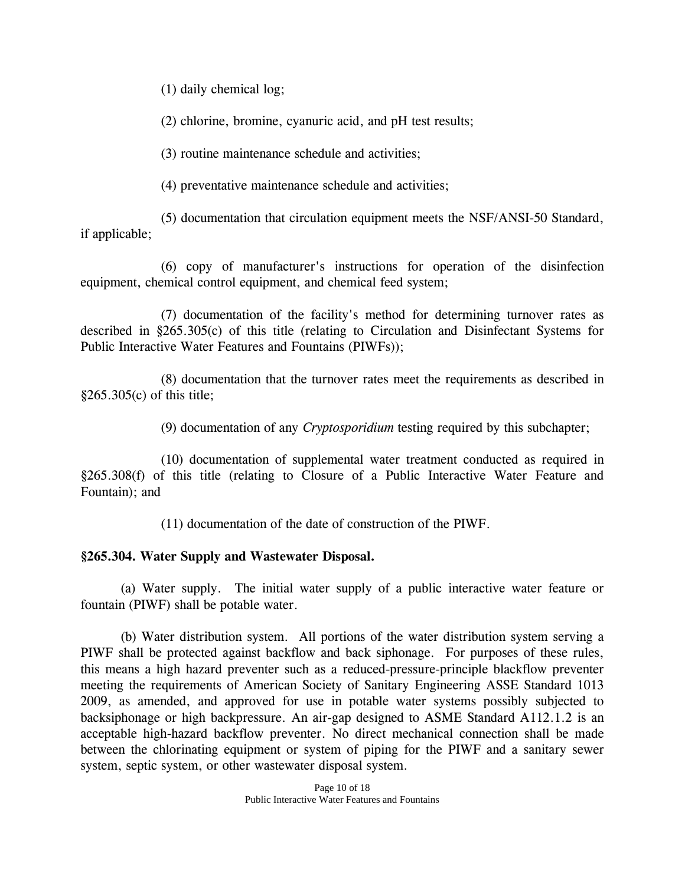(1) daily chemical log;

(2) chlorine, bromine, cyanuric acid, and pH test results;

(3) routine maintenance schedule and activities;

(4) preventative maintenance schedule and activities;

(5) documentation that circulation equipment meets the NSF/ANSI-50 Standard, if applicable;

(6) copy of manufacturer's instructions for operation of the disinfection equipment, chemical control equipment, and chemical feed system;

(7) documentation of the facility's method for determining turnover rates as described in §265.305(c) of this title (relating to Circulation and Disinfectant Systems for Public Interactive Water Features and Fountains (PIWFs));

(8) documentation that the turnover rates meet the requirements as described in §265.305(c) of this title;

(9) documentation of any *Cryptosporidium* testing required by this subchapter;

(10) documentation of supplemental water treatment conducted as required in §265.308(f) of this title (relating to Closure of a Public Interactive Water Feature and Fountain); and

(11) documentation of the date of construction of the PIWF.

**§265.304. Water Supply and Wastewater Disposal.**

(a) Water supply. The initial water supply of a public interactive water feature or fountain (PIWF) shall be potable water.

(b) Water distribution system. All portions of the water distribution system serving a PIWF shall be protected against backflow and back siphonage. For purposes of these rules, this means a high hazard preventer such as a reduced-pressure-principle blackflow preventer meeting the requirements of American Society of Sanitary Engineering ASSE Standard 1013 2009, as amended, and approved for use in potable water systems possibly subjected to backsiphonage or high backpressure. An air-gap designed to ASME Standard A112.1.2 is an acceptable high-hazard backflow preventer. No direct mechanical connection shall be made between the chlorinating equipment or system of piping for the PIWF and a sanitary sewer system, septic system, or other wastewater disposal system.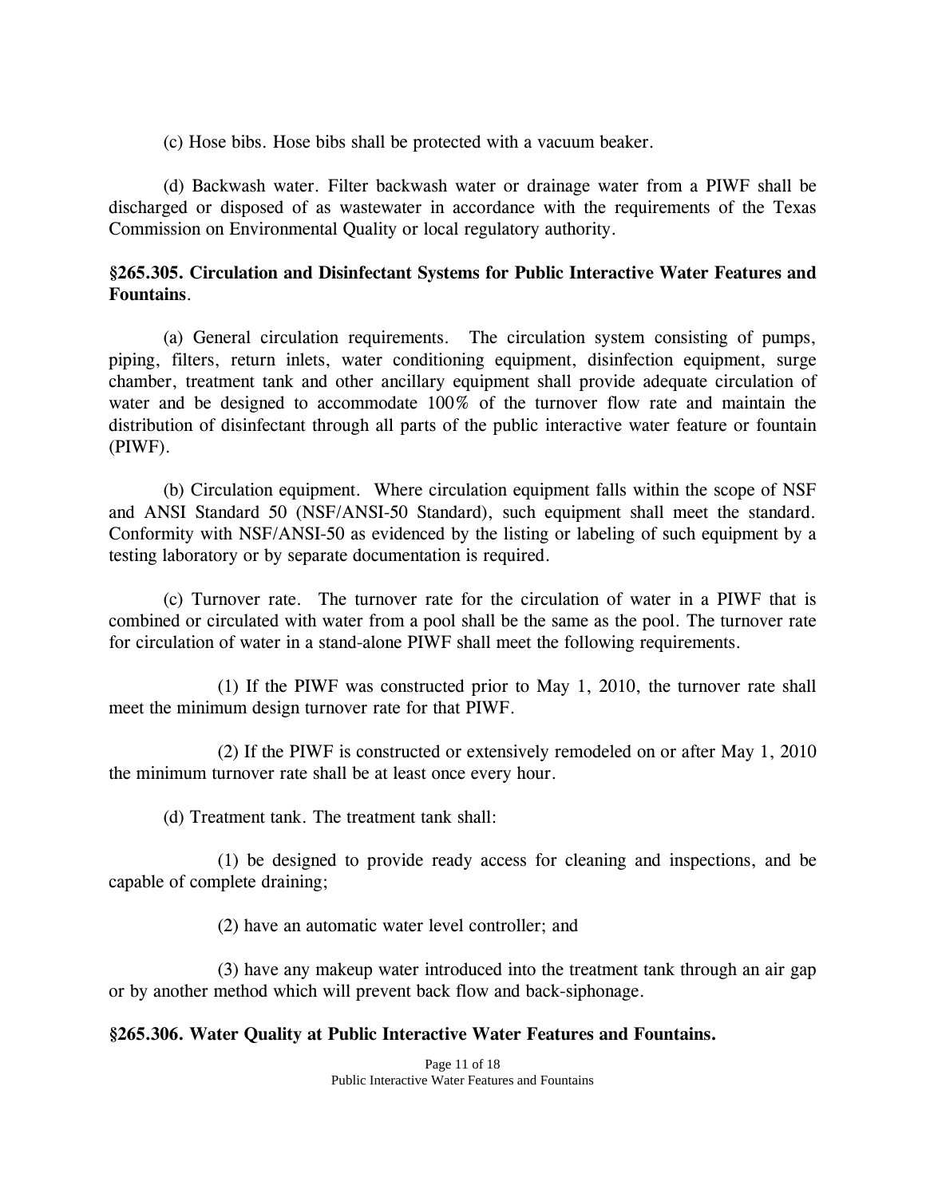(c) Hose bibs. Hose bibs shall be protected with a vacuum beaker.

(d) Backwash water. Filter backwash water or drainage water from a PIWF shall be discharged or disposed of as wastewater in accordance with the requirements of the Texas Commission on Environmental Quality or local regulatory authority.

### §265.305. Circulation and Disinfectant Systems for Public Interactive Water Features and Fountains.

(a) General circulation requirements. The circulation system consisting of pumps, piping, filters, return inlets, water conditioning equipment, disinfection equipment, surge chamber, treatment tank and other ancillary equipment shall provide adequate circulation of water and be designed to accommodate 100% of the turnover flow rate and maintain the distribution of disinfectant through all parts of the public interactive water feature or fountain (PIWF).

(b) Circulation equipment. Where circulation equipment falls within the scope of NSF and ANSI Standard 50 (NSF/ANSI-50 Standard), such equipment shall meet the standard. Conformity with NSF/ANSI-50 as evidenced by the listing or labeling of such equipment by a testing laboratory or by separate documentation is required.

(c) Turnover rate. The turnover rate for the circulation of water in a PIWF that is combined or circulated with water from a pool shall be the same as the pool. The turnover rate for circulation of water in a stand-alone PIWF shall meet the following requirements.

(1) If the PIWF was constructed prior to May 1, 2010, the turnover rate shall meet the minimum design turnover rate for that PIWF.

(2) If the PIWF is constructed or extensively remodeled on or after May 1, 2010 the minimum turnover rate shall be at least once every hour.

(d) Treatment tank. The treatment tank shall:

(1) be designed to provide ready access for cleaning and inspections, and be capable of complete draining;

(2) have an automatic water level controller; and

(3) have any makeup water introduced into the treatment tank through an air gap or by another method which will prevent back flow and back-siphonage.

### §265.306. Water Quality at Public Interactive Water Features and Fountains.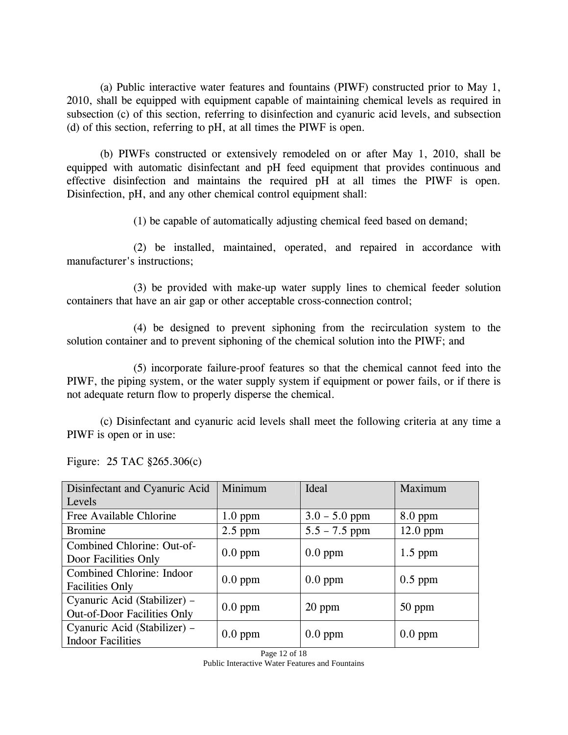(a) Public interactive water features and fountains (PIWF) constructed prior to May 1, 2010, shall be equipped with equipment capable of maintaining chemical levels as required in subsection (c) of this section, referring to disinfection and cyanuric acid levels, and subsection (d) of this section, referring to pH, at all times the PIWF is open.

(b) PIWFs constructed or extensively remodeled on or after May 1, 2010, shall be equipped with automatic disinfectant and pH feed equipment that provides continuous and effective disinfection and maintains the required pH at all times the PIWF is open. Disinfection, pH, and any other chemical control equipment shall:

(1) be capable of automatically adjusting chemical feed based on demand;

(2) be installed, maintained, operated, and repaired in accordance with manufacturer's instructions;

(3) be provided with make-up water supply lines to chemical feeder solution containers that have an air gap or other acceptable cross-connection control;

(4) be designed to prevent siphoning from the recirculation system to the solution container and to prevent siphoning of the chemical solution into the PIWF; and

(5) incorporate failure-proof features so that the chemical cannot feed into the PIWF, the piping system, or the water supply system if equipment or power fails, or if there is not adequate return flow to properly disperse the chemical.

(c) Disinfectant and cyanuric acid levels shall meet the following criteria at any time a PIWF is open or in use:

Figure: 25 TAC §265.306(c)

| Disinfectant and Cyanuric Acid Levels | Minimum | Ideal | Maximum |
|---|---|---|---|
| Free Available Chlorine | 1.0 ppm | 3.0 – 5.0 ppm | 8.0 ppm |
| Bromine | 2.5 ppm | 5.5 – 7.5 ppm | 12.0 ppm |
| Combined Chlorine: Out-of-Door Facilities Only | 0.0 ppm | 0.0 ppm | 1.5 ppm |
| Combined Chlorine: Indoor Facilities Only | 0.0 ppm | 0.0 ppm | 0.5 ppm |
| Cyanuric Acid (Stabilizer) – Out-of-Door Facilities Only | 0.0 ppm | 20 ppm | 50 ppm |
| Cyanuric Acid (Stabilizer) – Indoor Facilities | 0.0 ppm | 0.0 ppm | 0.0 ppm |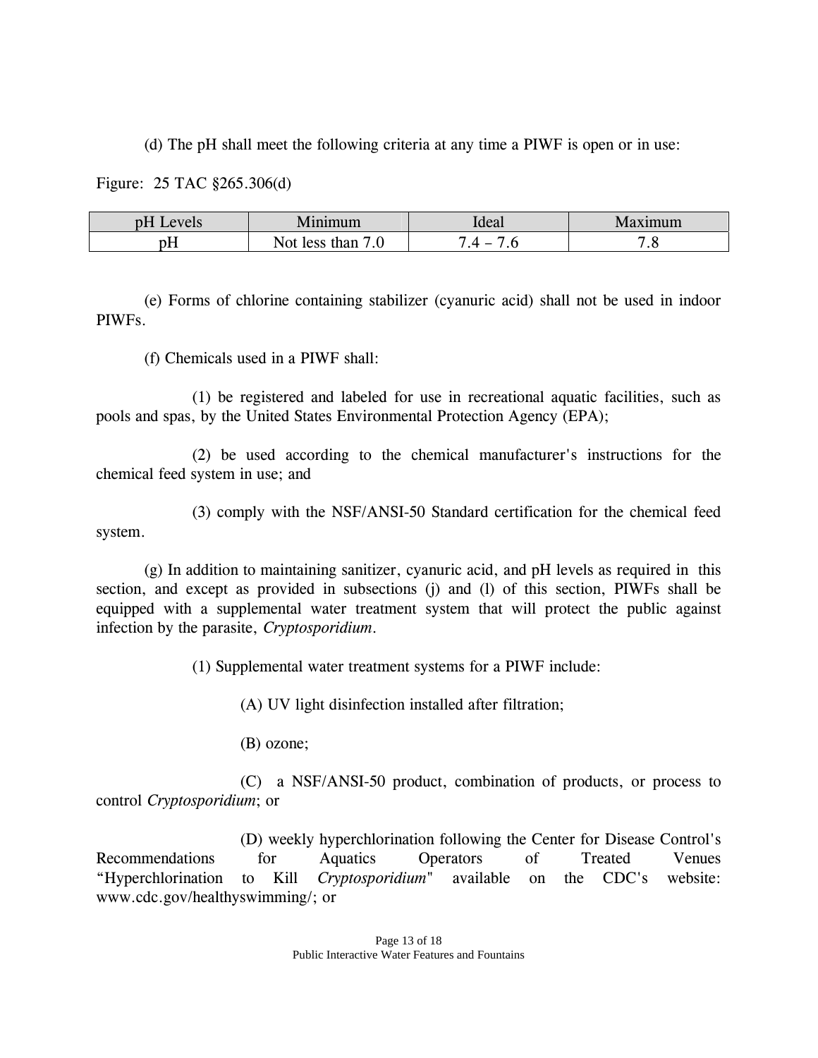(d) The pH shall meet the following criteria at any time a PIWF is open or in use:

Figure: 25 TAC §265.306(d)

| pH Levels | Minimum | Ideal | Maximum |
|---|---|---|---|
| pH | Not less than 7.0 | 7.4 – 7.6 | 7.8 |

(e) Forms of chlorine containing stabilizer (cyanuric acid) shall not be used in indoor PIWFs.

(f) Chemicals used in a PIWF shall:

(1) be registered and labeled for use in recreational aquatic facilities, such as pools and spas, by the United States Environmental Protection Agency (EPA);

(2) be used according to the chemical manufacturer's instructions for the chemical feed system in use; and

(3) comply with the NSF/ANSI-50 Standard certification for the chemical feed system.

(g) In addition to maintaining sanitizer, cyanuric acid, and pH levels as required in this section, and except as provided in subsections (j) and (l) of this section, PIWFs shall be equipped with a supplemental water treatment system that will protect the public against infection by the parasite, *Cryptosporidium*.

(1) Supplemental water treatment systems for a PIWF include:

(A) UV light disinfection installed after filtration;

(B) ozone;

(C) a NSF/ANSI-50 product, combination of products, or process to control *Cryptosporidium*; or

(D) weekly hyperchlorination following the Center for Disease Control's Recommendations for Aquatics Operators of Treated Venues "Hyperchlorination to Kill *Cryptosporidium*" available on the CDC's website: www.cdc.gov/healthyswimming/; or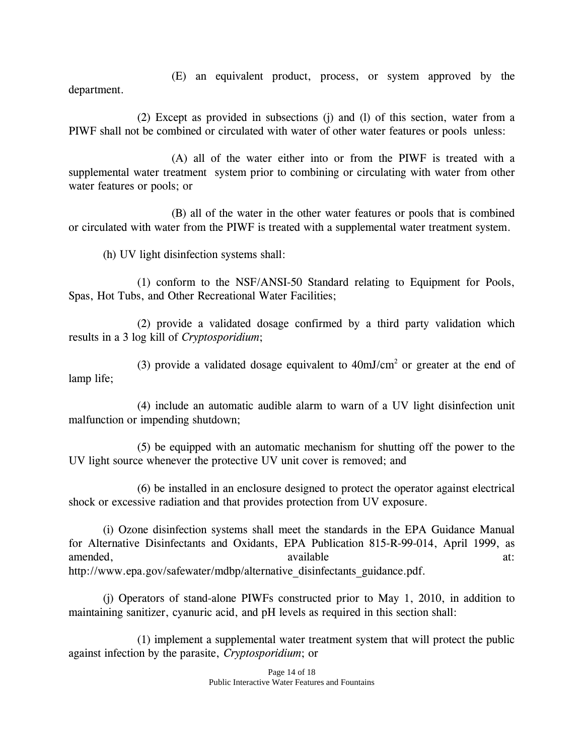(E) an equivalent product, process, or system approved by the department.

(2) Except as provided in subsections (j) and (l) of this section, water from a PIWF shall not be combined or circulated with water of other water features or pools unless:

(A) all of the water either into or from the PIWF is treated with a supplemental water treatment system prior to combining or circulating with water from other water features or pools; or

(B) all of the water in the other water features or pools that is combined or circulated with water from the PIWF is treated with a supplemental water treatment system.

(h) UV light disinfection systems shall:

(1) conform to the NSF/ANSI-50 Standard relating to Equipment for Pools, Spas, Hot Tubs, and Other Recreational Water Facilities;

(2) provide a validated dosage confirmed by a third party validation which results in a 3 log kill of *Cryptosporidium*;

(3) provide a validated dosage equivalent to $40mJ/cm^2$ or greater at the end of lamp life;

(4) include an automatic audible alarm to warn of a UV light disinfection unit malfunction or impending shutdown;

(5) be equipped with an automatic mechanism for shutting off the power to the UV light source whenever the protective UV unit cover is removed; and

(6) be installed in an enclosure designed to protect the operator against electrical shock or excessive radiation and that provides protection from UV exposure.

(i) Ozone disinfection systems shall meet the standards in the EPA Guidance Manual for Alternative Disinfectants and Oxidants, EPA Publication 815-R-99-014, April 1999, as amended, available at: http://www.epa.gov/safewater/mdbp/alternative_disinfectants_guidance.pdf.

(j) Operators of stand-alone PIWFs constructed prior to May 1, 2010, in addition to maintaining sanitizer, cyanuric acid, and pH levels as required in this section shall:

(1) implement a supplemental water treatment system that will protect the public against infection by the parasite, *Cryptosporidium*; or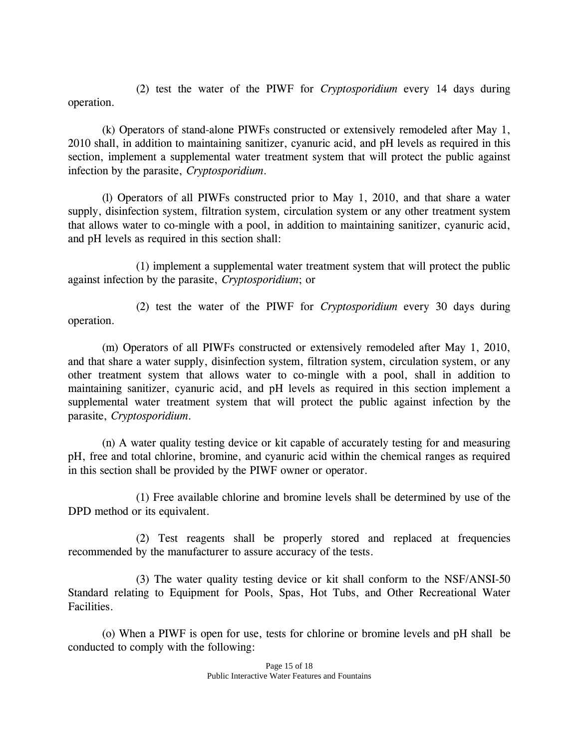(2) test the water of the PIWF for *Cryptosporidium* every 14 days during operation.

(k) Operators of stand-alone PIWFs constructed or extensively remodeled after May 1, 2010 shall, in addition to maintaining sanitizer, cyanuric acid, and pH levels as required in this section, implement a supplemental water treatment system that will protect the public against infection by the parasite, *Cryptosporidium*.

(l) Operators of all PIWFs constructed prior to May 1, 2010, and that share a water supply, disinfection system, filtration system, circulation system or any other treatment system that allows water to co-mingle with a pool, in addition to maintaining sanitizer, cyanuric acid, and pH levels as required in this section shall:

(1) implement a supplemental water treatment system that will protect the public against infection by the parasite, *Cryptosporidium*; or

(2) test the water of the PIWF for *Cryptosporidium* every 30 days during operation.

(m) Operators of all PIWFs constructed or extensively remodeled after May 1, 2010, and that share a water supply, disinfection system, filtration system, circulation system, or any other treatment system that allows water to co-mingle with a pool, shall in addition to maintaining sanitizer, cyanuric acid, and pH levels as required in this section implement a supplemental water treatment system that will protect the public against infection by the parasite, *Cryptosporidium*.

(n) A water quality testing device or kit capable of accurately testing for and measuring pH, free and total chlorine, bromine, and cyanuric acid within the chemical ranges as required in this section shall be provided by the PIWF owner or operator.

(1) Free available chlorine and bromine levels shall be determined by use of the DPD method or its equivalent.

(2) Test reagents shall be properly stored and replaced at frequencies recommended by the manufacturer to assure accuracy of the tests.

(3) The water quality testing device or kit shall conform to the NSF/ANSI-50 Standard relating to Equipment for Pools, Spas, Hot Tubs, and Other Recreational Water Facilities.

(o) When a PIWF is open for use, tests for chlorine or bromine levels and pH shall be conducted to comply with the following: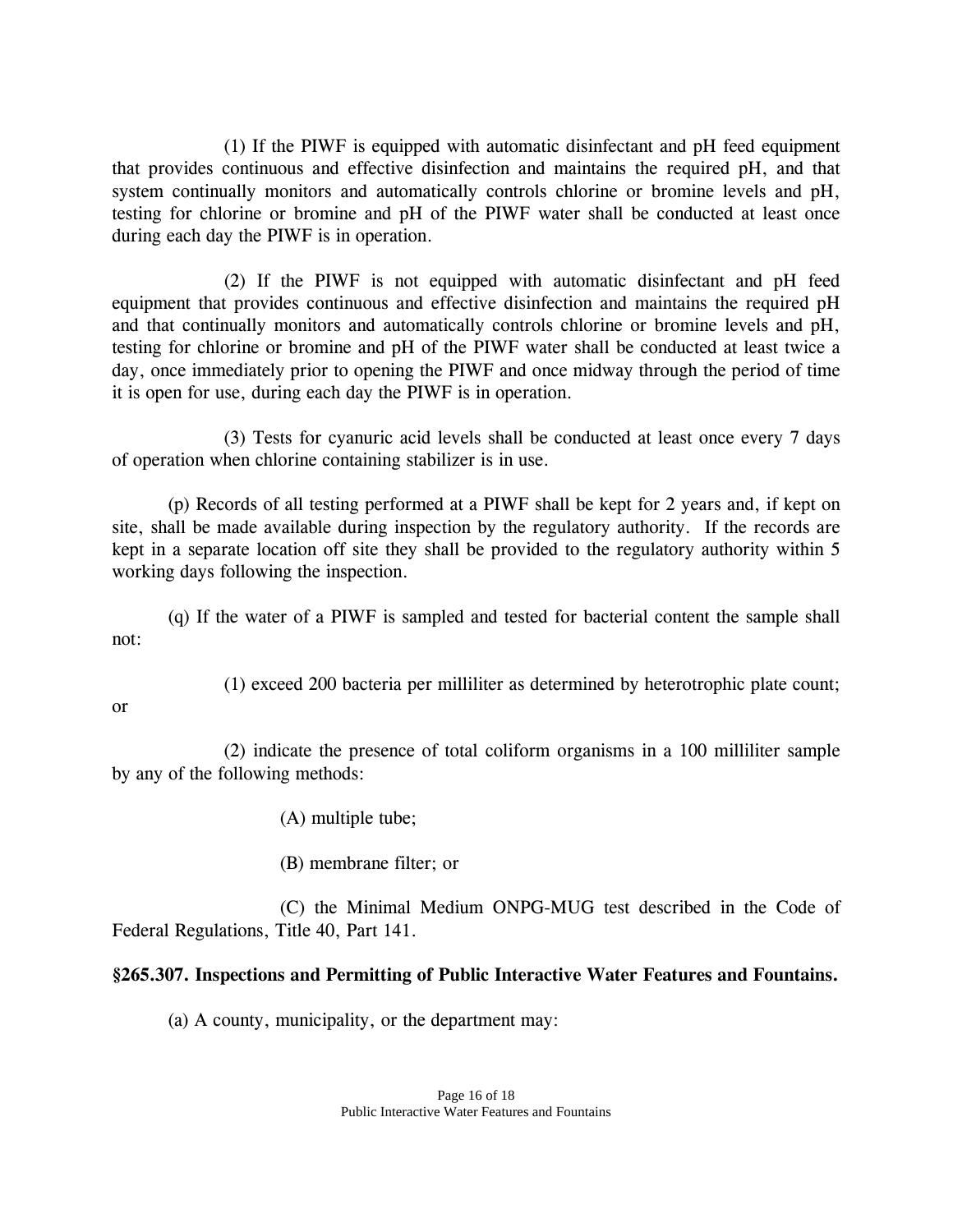(1) If the PIWF is equipped with automatic disinfectant and pH feed equipment that provides continuous and effective disinfection and maintains the required pH, and that system continually monitors and automatically controls chlorine or bromine levels and pH, testing for chlorine or bromine and pH of the PIWF water shall be conducted at least once during each day the PIWF is in operation.

(2) If the PIWF is not equipped with automatic disinfectant and pH feed equipment that provides continuous and effective disinfection and maintains the required pH and that continually monitors and automatically controls chlorine or bromine levels and pH, testing for chlorine or bromine and pH of the PIWF water shall be conducted at least twice a day, once immediately prior to opening the PIWF and once midway through the period of time it is open for use, during each day the PIWF is in operation.

(3) Tests for cyanuric acid levels shall be conducted at least once every 7 days of operation when chlorine containing stabilizer is in use.

(p) Records of all testing performed at a PIWF shall be kept for 2 years and, if kept on site, shall be made available during inspection by the regulatory authority. If the records are kept in a separate location off site they shall be provided to the regulatory authority within 5 working days following the inspection.

(q) If the water of a PIWF is sampled and tested for bacterial content the sample shall not:

(1) exceed 200 bacteria per milliliter as determined by heterotrophic plate count; or

(2) indicate the presence of total coliform organisms in a 100 milliliter sample by any of the following methods:

(A) multiple tube;

(B) membrane filter; or

(C) the Minimal Medium ONPG-MUG test described in the Code of Federal Regulations, Title 40, Part 141.

**§265.307. Inspections and Permitting of Public Interactive Water Features and Fountains.**

(a) A county, municipality, or the department may: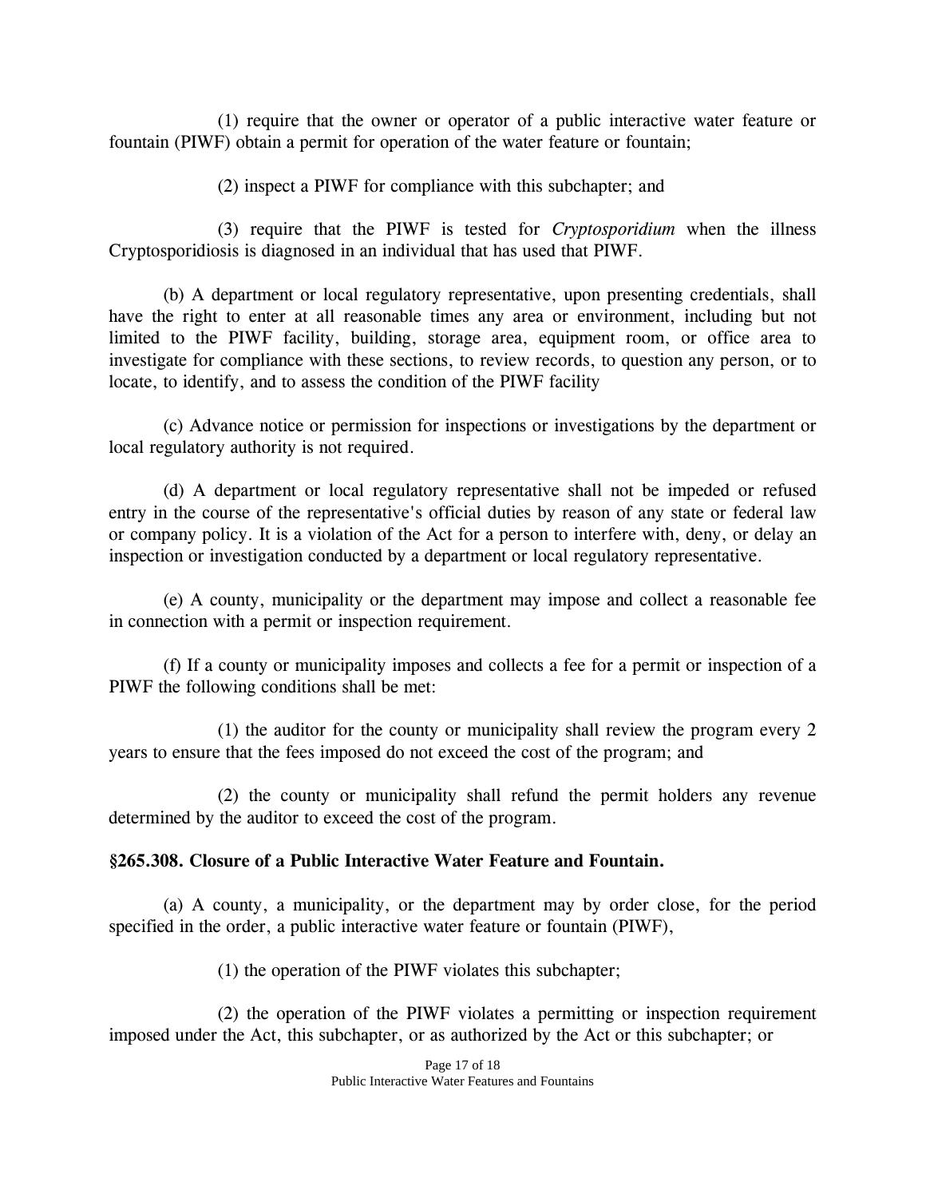(1) require that the owner or operator of a public interactive water feature or fountain (PIWF) obtain a permit for operation of the water feature or fountain;

(2) inspect a PIWF for compliance with this subchapter; and

(3) require that the PIWF is tested for *Cryptosporidium* when the illness Cryptosporidiosis is diagnosed in an individual that has used that PIWF.

(b) A department or local regulatory representative, upon presenting credentials, shall have the right to enter at all reasonable times any area or environment, including but not limited to the PIWF facility, building, storage area, equipment room, or office area to investigate for compliance with these sections, to review records, to question any person, or to locate, to identify, and to assess the condition of the PIWF facility

(c) Advance notice or permission for inspections or investigations by the department or local regulatory authority is not required.

(d) A department or local regulatory representative shall not be impeded or refused entry in the course of the representative's official duties by reason of any state or federal law or company policy. It is a violation of the Act for a person to interfere with, deny, or delay an inspection or investigation conducted by a department or local regulatory representative.

(e) A county, municipality or the department may impose and collect a reasonable fee in connection with a permit or inspection requirement.

(f) If a county or municipality imposes and collects a fee for a permit or inspection of a PIWF the following conditions shall be met:

(1) the auditor for the county or municipality shall review the program every 2 years to ensure that the fees imposed do not exceed the cost of the program; and

(2) the county or municipality shall refund the permit holders any revenue determined by the auditor to exceed the cost of the program.

**§265.308. Closure of a Public Interactive Water Feature and Fountain.**

(a) A county, a municipality, or the department may by order close, for the period specified in the order, a public interactive water feature or fountain (PIWF),

(1) the operation of the PIWF violates this subchapter;

(2) the operation of the PIWF violates a permitting or inspection requirement imposed under the Act, this subchapter, or as authorized by the Act or this subchapter; or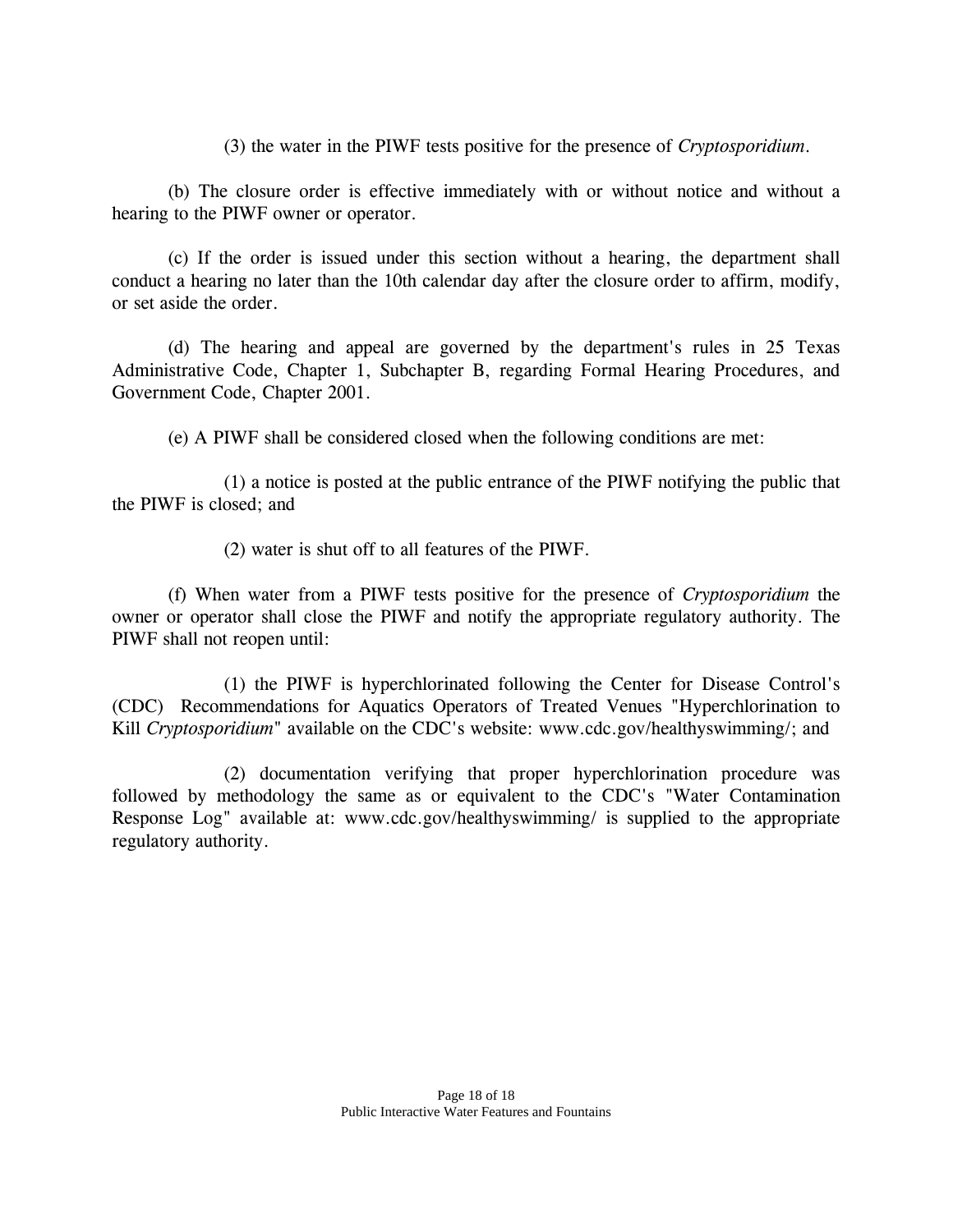(3) the water in the PIWF tests positive for the presence of *Cryptosporidium*.

(b) The closure order is effective immediately with or without notice and without a hearing to the PIWF owner or operator.

(c) If the order is issued under this section without a hearing, the department shall conduct a hearing no later than the 10th calendar day after the closure order to affirm, modify, or set aside the order.

(d) The hearing and appeal are governed by the department's rules in 25 Texas Administrative Code, Chapter 1, Subchapter B, regarding Formal Hearing Procedures, and Government Code, Chapter 2001.

(e) A PIWF shall be considered closed when the following conditions are met:

(1) a notice is posted at the public entrance of the PIWF notifying the public that the PIWF is closed; and

(2) water is shut off to all features of the PIWF.

(f) When water from a PIWF tests positive for the presence of *Cryptosporidium* the owner or operator shall close the PIWF and notify the appropriate regulatory authority. The PIWF shall not reopen until:

(1) the PIWF is hyperchlorinated following the Center for Disease Control's (CDC) Recommendations for Aquatics Operators of Treated Venues "Hyperchlorination to Kill *Cryptosporidium*" available on the CDC's website: www.cdc.gov/healthyswimming/; and

(2) documentation verifying that proper hyperchlorination procedure was followed by methodology the same as or equivalent to the CDC's "Water Contamination Response Log" available at: www.cdc.gov/healthyswimming/ is supplied to the appropriate regulatory authority.